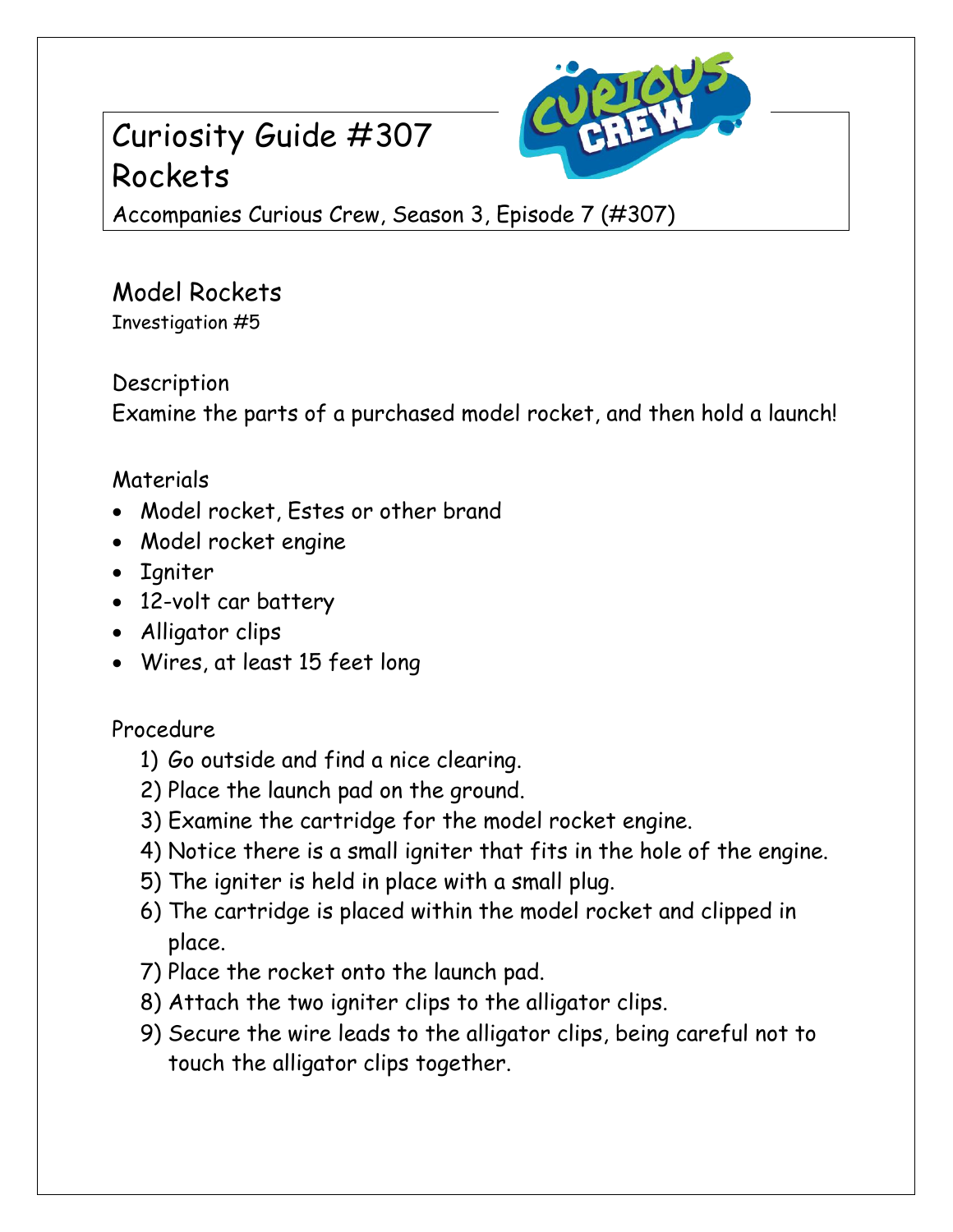# Curiosity Guide #307
# Rockets

Accompanies Curious Crew, Season 3, Episode 7 (#307)

## Model Rockets

Investigation #5

### Description

Examine the parts of a purchased model rocket, and then hold a launch!

### Materials

- Model rocket, Estes or other brand
- Model rocket engine
- Igniter
- 12-volt car battery
- Alligator clips
- Wires, at least 15 feet long

### Procedure

1) Go outside and find a nice clearing.
2) Place the launch pad on the ground.
3) Examine the cartridge for the model rocket engine.
4) Notice there is a small igniter that fits in the hole of the engine.
5) The igniter is held in place with a small plug.
6) The cartridge is placed within the model rocket and clipped in place.
7) Place the rocket onto the launch pad.
8) Attach the two igniter clips to the alligator clips.
9) Secure the wire leads to the alligator clips, being careful not to touch the alligator clips together.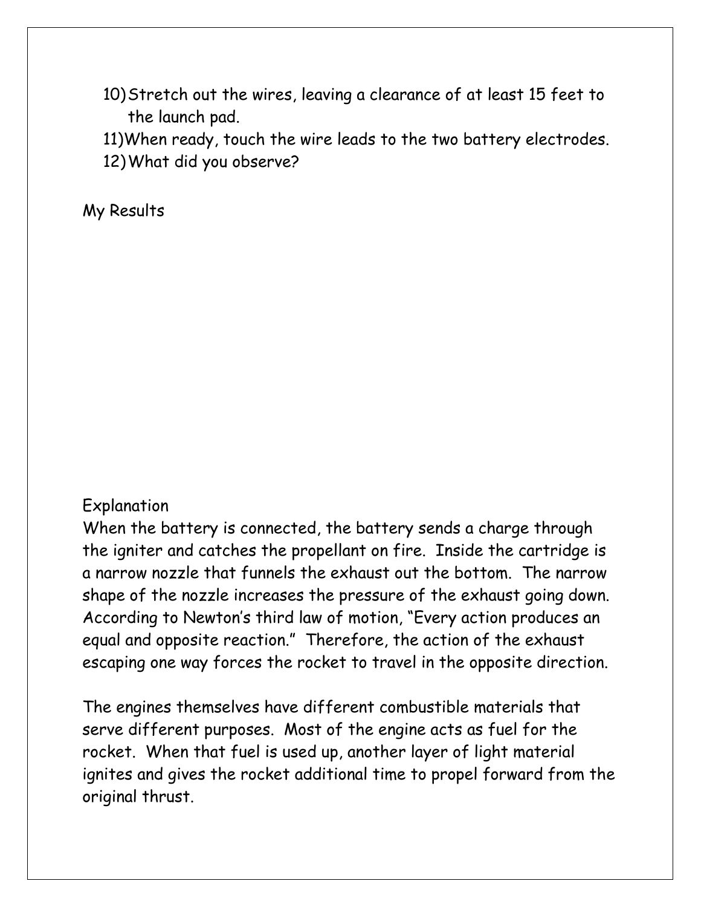10) Stretch out the wires, leaving a clearance of at least 15 feet to the launch pad.
11) When ready, touch the wire leads to the two battery electrodes.
12) What did you observe?

My Results

Explanation

When the battery is connected, the battery sends a charge through the igniter and catches the propellant on fire. Inside the cartridge is a narrow nozzle that funnels the exhaust out the bottom. The narrow shape of the nozzle increases the pressure of the exhaust going down. According to Newton's third law of motion, "Every action produces an equal and opposite reaction." Therefore, the action of the exhaust escaping one way forces the rocket to travel in the opposite direction.

The engines themselves have different combustible materials that serve different purposes. Most of the engine acts as fuel for the rocket. When that fuel is used up, another layer of light material ignites and gives the rocket additional time to propel forward from the original thrust.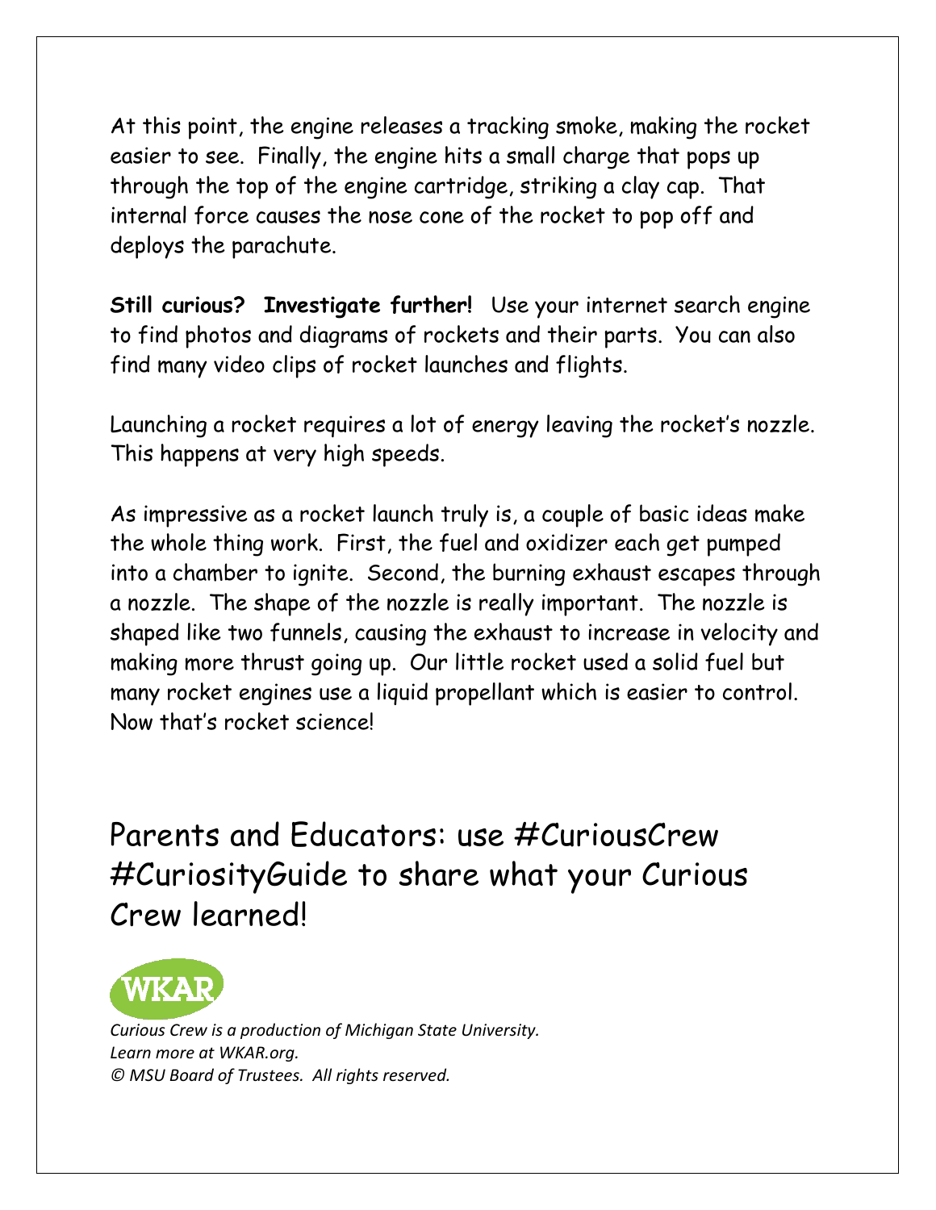At this point, the engine releases a tracking smoke, making the rocket easier to see. Finally, the engine hits a small charge that pops up through the top of the engine cartridge, striking a clay cap. That internal force causes the nose cone of the rocket to pop off and deploys the parachute.

**Still curious? Investigate further!** Use your internet search engine to find photos and diagrams of rockets and their parts. You can also find many video clips of rocket launches and flights.

Launching a rocket requires a lot of energy leaving the rocket's nozzle. This happens at very high speeds.

As impressive as a rocket launch truly is, a couple of basic ideas make the whole thing work. First, the fuel and oxidizer each get pumped into a chamber to ignite. Second, the burning exhaust escapes through a nozzle. The shape of the nozzle is really important. The nozzle is shaped like two funnels, causing the exhaust to increase in velocity and making more thrust going up. Our little rocket used a solid fuel but many rocket engines use a liquid propellant which is easier to control. Now that's rocket science!

## Parents and Educators: use #CuriousCrew #CuriosityGuide to share what your Curious Crew learned!

WKAR

*Curious Crew is a production of Michigan State University.*
*Learn more at WKAR.org.*
*© MSU Board of Trustees. All rights reserved.*